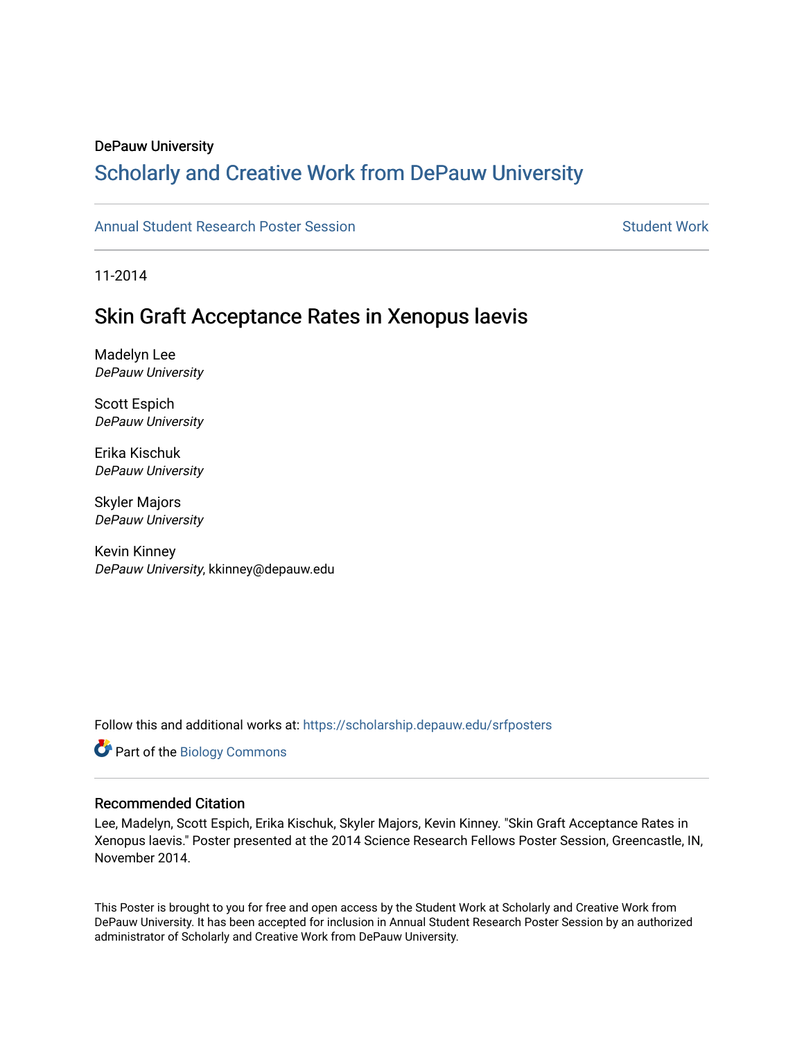DePauw University

# Scholarly and Creative Work from DePauw University

Annual Student Research Poster Session | Student Work

11-2014

## Skin Graft Acceptance Rates in Xenopus laevis

Madelyn Lee
*DePauw University*

Scott Espich
*DePauw University*

Erika Kischuk
*DePauw University*

Skyler Majors
*DePauw University*

Kevin Kinney
*DePauw University*, kkinney@depauw.edu

Follow this and additional works at: https://scholarship.depauw.edu/srfposters

Part of the Biology Commons

### Recommended Citation

Lee, Madelyn, Scott Espich, Erika Kischuk, Skyler Majors, Kevin Kinney. "Skin Graft Acceptance Rates in Xenopus laevis." Poster presented at the 2014 Science Research Fellows Poster Session, Greencastle, IN, November 2014.

This Poster is brought to you for free and open access by the Student Work at Scholarly and Creative Work from DePauw University. It has been accepted for inclusion in Annual Student Research Poster Session by an authorized administrator of Scholarly and Creative Work from DePauw University.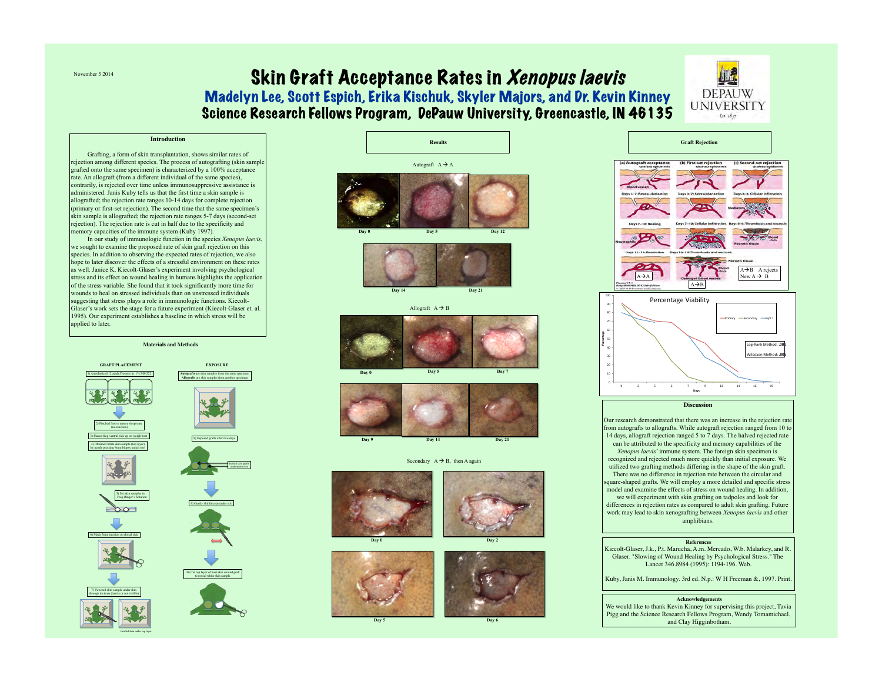November 5 2014

# Skin Graft Acceptance Rates in *Xenopus laevis*

## Madelyn Lee, Scott Espich, Erika Kischuk, Skyler Majors, and Dr. Kevin Kinney

## Science Research Fellows Program, DePauw University, Greencastle, IN 46135

DEPAUW UNIVERSITY Est. 1837

### Introduction

Grafting, a form of skin transplantation, shows similar rates of rejection among different species. The process of autografting (skin sample grafted onto the same specimen) is characterized by a 100% acceptance rate. An allograft (from a different individual of the same species), contrarily, is rejected over time unless immunosuppressive assistance is administered. Janis Kuby tells us that the first time a skin sample is allografted; the rejection rate ranges 10-14 days for complete rejection (primary or first-set rejection). The second time that the same specimen's skin sample is allografted; the rejection rate ranges 5-7 days (second-set rejection). The rejection rate is cut in half due to the specificity and memory capacities of the immune system (Kuby 1997).

In our study of immunologic function in the species *Xenopus laevis*, we sought to examine the proposed rate of skin graft rejection on this species. In addition to observing the expected rates of rejection, we also hope to later discover the effects of a stressful environment on these rates as well. Janice K. Kiecolt-Glaser's experiment involving psychological stress and its effect on wound healing in humans highlights the application of the stress variable. She found that it took significantly more time for wounds to heal on stressed individuals than on unstressed individuals suggesting that stress plays a role in immunologic functions. Kiecolt-Glaser's work sets the stage for a future experiment (Kiecolt-Glaser et. al. 1995). Our experiment establishes a baseline in which stress will be applied to later.

### Materials and Methods

**GRAFT PLACEMENT**

1) Anesthetized 12 adult *Xenopus* in .1% MS-222

2) Pinched foot to ensure sleep state (no reaction)

3) Placed frog ventral side up on weigh boat

4) Obtained white skin sample (top layer) by gently pressing 4mm biopsy punch tool

5) Set skin samples in Frog Ringer's Solution

6) Made 5mm incision on dorsal side

7) Tweezed skin sample under skin through incision (barely or not visible)

Grafted skin under top layer

**EXPOSURE**

**Autografts** are skin samples from the same specimen
**Allografts** are skin samples from another specimen

8) Exposed grafts after two days

Raised skin grafts underneath skin

9) Gently slid forceps under slit

10) Cut top layer of host skin around graft to reveal white skin sample

### Results

Autograft A → A

Day 0 | Day 5 | Day 12 | Day 14 | Day 21

Allograft A → B

Day 0 | Day 5 | Day 7 | Day 9 | Day 14 | Day 21

Secondary A → B, then A again

Day 0 | Day 2 | Day 5 | Day 6

### Graft Rejection

(a) Autograft acceptance — Grafted epidermis; Blood vessels; Days 1–7: Revascularization; Days 7–10: Healing; Neutrophils; Days 11–14: Resolution

(b) First-set rejection — Grafted epidermis; Days 3–7: Revascularization; Days 7–10: Cellular infiltration; Days 10–14: Thrombosis and necrosis; Blood clots; Damaged blood vessels

(c) Second-set rejection — Grafted epidermis; Days 3–4: Cellular infiltration; Mediators; Days 5–6: Thrombosis and necrosis; Necrotic tissue; Blood clots

A→A | A→B | A→B A rejects New A → B

Figure 17-1 Kuby IMMUNOLOGY, Sixth Edition © 2007 W.H. Freeman and Company

Percentage Viability

Primary — Secondary — Expt 1

Log-Rank Method: .001

Wilcoxon Method: .006

Percentage: 0, 10, 20, 30, 40, 50, 60, 70, 80, 90, 100

Days: 0, 2, 5, 6, 7, 8, 12, 14, 16, 19

### Discussion

Our research demonstrated that there was an increase in the rejection rate from autografts to allografts. While autograft rejection ranged from 10 to 14 days, allograft rejection ranged 5 to 7 days. The halved rejected rate can be attributed to the specificity and memory capabilities of the *Xenopus laevis*' immune system. The foreign skin specimen is recognized and rejected much more quickly than initial exposure. We utilized two grafting methods differing in the shape of the skin graft. There was no difference in rejection rate between the circular and square-shaped grafts. We will employ a more detailed and specific stress model and examine the effects of stress on wound healing. In addition, we will experiment with skin grafting on tadpoles and look for differences in rejection rates as compared to adult skin grafting. Future work may lead to skin xenografting between *Xenopus laevis* and other amphibians.

### References

Kiecolt-Glaser, J.k., P.t. Marucha, A.m. Mercado, W.b. Malarkey, and R. Glaser. "Slowing of Wound Healing by Psychological Stress." The Lancet 346.8984 (1995): 1194-196. Web.

Kuby, Janis M. Immunology. 3rd ed. N.p.: W H Freeman &, 1997. Print.

### Acknowledgements

We would like to thank Kevin Kinney for supervising this project, Tavia Pigg and the Science Research Fellows Program, Wendy Tomamichael, and Clay Higginbotham.